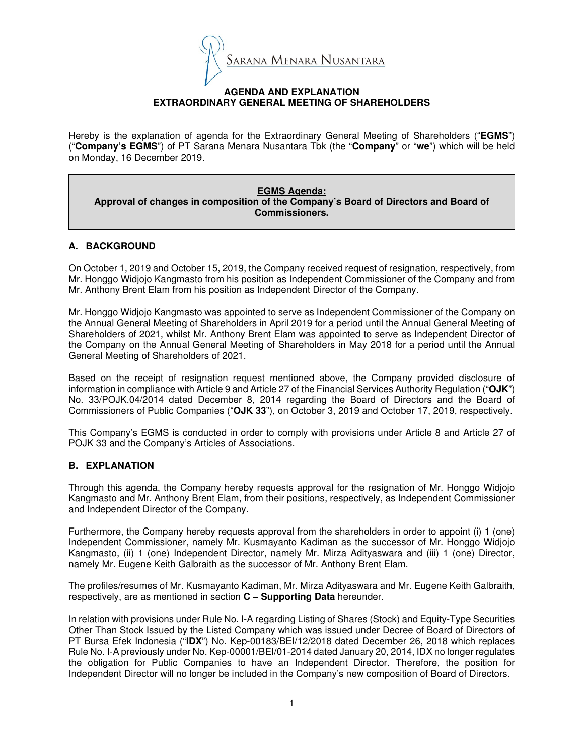SARANA MENARA NUSANTARA

# AGENDA AND EXPLANATION
# EXTRAORDINARY GENERAL MEETING OF SHAREHOLDERS

Hereby is the explanation of agenda for the Extraordinary General Meeting of Shareholders ("**EGMS**") ("**Company's EGMS**") of PT Sarana Menara Nusantara Tbk (the "**Company**" or "**we**") which will be held on Monday, 16 December 2019.

**EGMS Agenda:**
**Approval of changes in composition of the Company's Board of Directors and Board of Commissioners.**

## A. BACKGROUND

On October 1, 2019 and October 15, 2019, the Company received request of resignation, respectively, from Mr. Honggo Widjojo Kangmasto from his position as Independent Commissioner of the Company and from Mr. Anthony Brent Elam from his position as Independent Director of the Company.

Mr. Honggo Widjojo Kangmasto was appointed to serve as Independent Commissioner of the Company on the Annual General Meeting of Shareholders in April 2019 for a period until the Annual General Meeting of Shareholders of 2021, whilst Mr. Anthony Brent Elam was appointed to serve as Independent Director of the Company on the Annual General Meeting of Shareholders in May 2018 for a period until the Annual General Meeting of Shareholders of 2021.

Based on the receipt of resignation request mentioned above, the Company provided disclosure of information in compliance with Article 9 and Article 27 of the Financial Services Authority Regulation ("**OJK**") No. 33/POJK.04/2014 dated December 8, 2014 regarding the Board of Directors and the Board of Commissioners of Public Companies ("**OJK 33**"), on October 3, 2019 and October 17, 2019, respectively.

This Company's EGMS is conducted in order to comply with provisions under Article 8 and Article 27 of POJK 33 and the Company's Articles of Associations.

## B. EXPLANATION

Through this agenda, the Company hereby requests approval for the resignation of Mr. Honggo Widjojo Kangmasto and Mr. Anthony Brent Elam, from their positions, respectively, as Independent Commissioner and Independent Director of the Company.

Furthermore, the Company hereby requests approval from the shareholders in order to appoint (i) 1 (one) Independent Commissioner, namely Mr. Kusmayanto Kadiman as the successor of Mr. Honggo Widjojo Kangmasto, (ii) 1 (one) Independent Director, namely Mr. Mirza Adityaswara and (iii) 1 (one) Director, namely Mr. Eugene Keith Galbraith as the successor of Mr. Anthony Brent Elam.

The profiles/resumes of Mr. Kusmayanto Kadiman, Mr. Mirza Adityaswara and Mr. Eugene Keith Galbraith, respectively, are as mentioned in section **C – Supporting Data** hereunder.

In relation with provisions under Rule No. I-A regarding Listing of Shares (Stock) and Equity-Type Securities Other Than Stock Issued by the Listed Company which was issued under Decree of Board of Directors of PT Bursa Efek Indonesia ("**IDX**") No. Kep-00183/BEI/12/2018 dated December 26, 2018 which replaces Rule No. I-A previously under No. Kep-00001/BEI/01-2014 dated January 20, 2014, IDX no longer regulates the obligation for Public Companies to have an Independent Director. Therefore, the position for Independent Director will no longer be included in the Company's new composition of Board of Directors.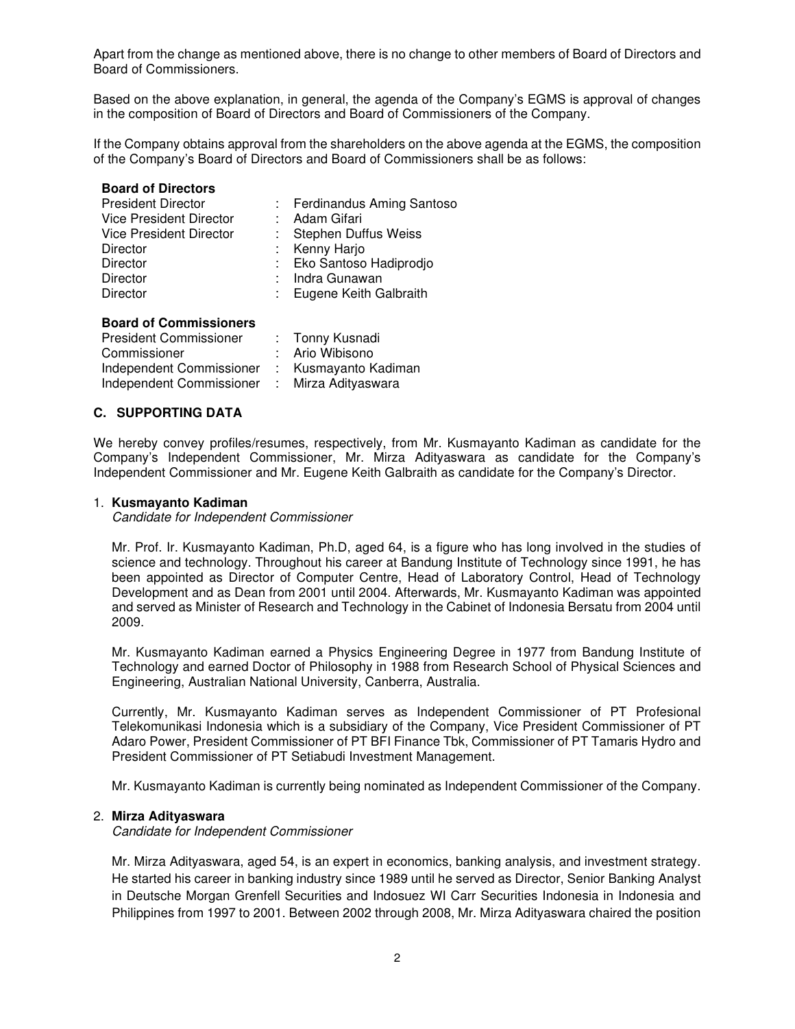Apart from the change as mentioned above, there is no change to other members of Board of Directors and Board of Commissioners.

Based on the above explanation, in general, the agenda of the Company's EGMS is approval of changes in the composition of Board of Directors and Board of Commissioners of the Company.

If the Company obtains approval from the shareholders on the above agenda at the EGMS, the composition of the Company's Board of Directors and Board of Commissioners shall be as follows:

**Board of Directors**

| | | |
|---|---|---|
| President Director | : | Ferdinandus Aming Santoso |
| Vice President Director | : | Adam Gifari |
| Vice President Director | : | Stephen Duffus Weiss |
| Director | : | Kenny Harjo |
| Director | : | Eko Santoso Hadiprodjo |
| Director | : | Indra Gunawan |
| Director | : | Eugene Keith Galbraith |

**Board of Commissioners**

| | | |
|---|---|---|
| President Commissioner | : | Tonny Kusnadi |
| Commissioner | : | Ario Wibisono |
| Independent Commissioner | : | Kusmayanto Kadiman |
| Independent Commissioner | : | Mirza Adityaswara |

## C. SUPPORTING DATA

We hereby convey profiles/resumes, respectively, from Mr. Kusmayanto Kadiman as candidate for the Company's Independent Commissioner, Mr. Mirza Adityaswara as candidate for the Company's Independent Commissioner and Mr. Eugene Keith Galbraith as candidate for the Company's Director.

1. **Kusmayanto Kadiman**
   *Candidate for Independent Commissioner*

   Mr. Prof. Ir. Kusmayanto Kadiman, Ph.D, aged 64, is a figure who has long involved in the studies of science and technology. Throughout his career at Bandung Institute of Technology since 1991, he has been appointed as Director of Computer Centre, Head of Laboratory Control, Head of Technology Development and as Dean from 2001 until 2004. Afterwards, Mr. Kusmayanto Kadiman was appointed and served as Minister of Research and Technology in the Cabinet of Indonesia Bersatu from 2004 until 2009.

   Mr. Kusmayanto Kadiman earned a Physics Engineering Degree in 1977 from Bandung Institute of Technology and earned Doctor of Philosophy in 1988 from Research School of Physical Sciences and Engineering, Australian National University, Canberra, Australia.

   Currently, Mr. Kusmayanto Kadiman serves as Independent Commissioner of PT Profesional Telekomunikasi Indonesia which is a subsidiary of the Company, Vice President Commissioner of PT Adaro Power, President Commissioner of PT BFI Finance Tbk, Commissioner of PT Tamaris Hydro and President Commissioner of PT Setiabudi Investment Management.

   Mr. Kusmayanto Kadiman is currently being nominated as Independent Commissioner of the Company.

2. **Mirza Adityaswara**
   *Candidate for Independent Commissioner*

   Mr. Mirza Adityaswara, aged 54, is an expert in economics, banking analysis, and investment strategy. He started his career in banking industry since 1989 until he served as Director, Senior Banking Analyst in Deutsche Morgan Grenfell Securities and Indosuez WI Carr Securities Indonesia in Indonesia and Philippines from 1997 to 2001. Between 2002 through 2008, Mr. Mirza Adityaswara chaired the position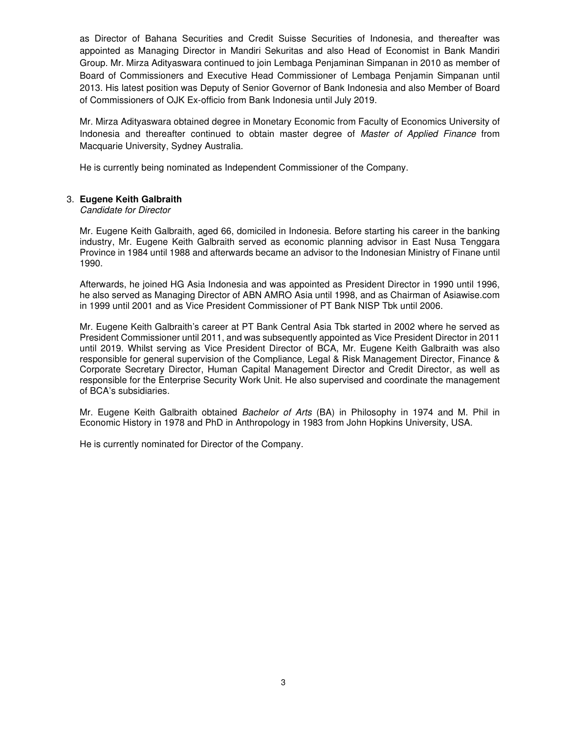as Director of Bahana Securities and Credit Suisse Securities of Indonesia, and thereafter was appointed as Managing Director in Mandiri Sekuritas and also Head of Economist in Bank Mandiri Group. Mr. Mirza Adityaswara continued to join Lembaga Penjaminan Simpanan in 2010 as member of Board of Commissioners and Executive Head Commissioner of Lembaga Penjamin Simpanan until 2013. His latest position was Deputy of Senior Governor of Bank Indonesia and also Member of Board of Commissioners of OJK Ex-officio from Bank Indonesia until July 2019.

Mr. Mirza Adityaswara obtained degree in Monetary Economic from Faculty of Economics University of Indonesia and thereafter continued to obtain master degree of *Master of Applied Finance* from Macquarie University, Sydney Australia.

He is currently being nominated as Independent Commissioner of the Company.

3. **Eugene Keith Galbraith**
   *Candidate for Director*

   Mr. Eugene Keith Galbraith, aged 66, domiciled in Indonesia. Before starting his career in the banking industry, Mr. Eugene Keith Galbraith served as economic planning advisor in East Nusa Tenggara Province in 1984 until 1988 and afterwards became an advisor to the Indonesian Ministry of Finane until 1990.

   Afterwards, he joined HG Asia Indonesia and was appointed as President Director in 1990 until 1996, he also served as Managing Director of ABN AMRO Asia until 1998, and as Chairman of Asiawise.com in 1999 until 2001 and as Vice President Commissioner of PT Bank NISP Tbk until 2006.

   Mr. Eugene Keith Galbraith's career at PT Bank Central Asia Tbk started in 2002 where he served as President Commissioner until 2011, and was subsequently appointed as Vice President Director in 2011 until 2019. Whilst serving as Vice President Director of BCA, Mr. Eugene Keith Galbraith was also responsible for general supervision of the Compliance, Legal & Risk Management Director, Finance & Corporate Secretary Director, Human Capital Management Director and Credit Director, as well as responsible for the Enterprise Security Work Unit. He also supervised and coordinate the management of BCA's subsidiaries.

   Mr. Eugene Keith Galbraith obtained *Bachelor of Arts* (BA) in Philosophy in 1974 and M. Phil in Economic History in 1978 and PhD in Anthropology in 1983 from John Hopkins University, USA.

   He is currently nominated for Director of the Company.